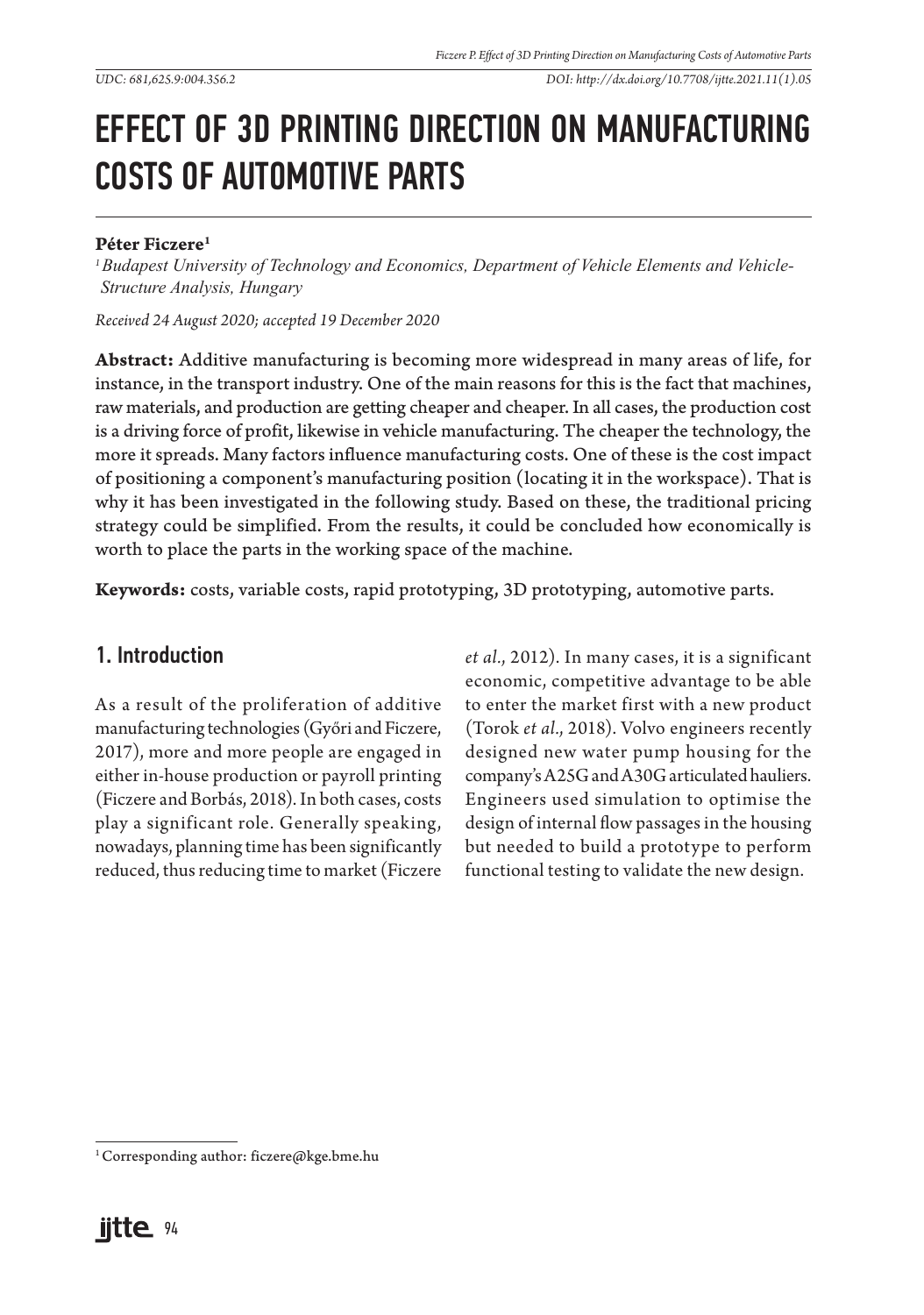UDC: 681,625.9:004.356.2

DOI: http://dx.doi.org/10.7708/ijtte.2021.11(1).05

# EFFECT OF 3D PRINTING DIRECTION ON MANUFACTURING COSTS OF AUTOMOTIVE PARTS

**Péter Ficzere**[1]

[1] *Budapest University of Technology and Economics, Department of Vehicle Elements and Vehicle-Structure Analysis, Hungary*

*Received 24 August 2020; accepted 19 December 2020*

**Abstract:** Additive manufacturing is becoming more widespread in many areas of life, for instance, in the transport industry. One of the main reasons for this is the fact that machines, raw materials, and production are getting cheaper and cheaper. In all cases, the production cost is a driving force of profit, likewise in vehicle manufacturing. The cheaper the technology, the more it spreads. Many factors influence manufacturing costs. One of these is the cost impact of positioning a component's manufacturing position (locating it in the workspace). That is why it has been investigated in the following study. Based on these, the traditional pricing strategy could be simplified. From the results, it could be concluded how economically is worth to place the parts in the working space of the machine.

**Keywords:** costs, variable costs, rapid prototyping, 3D prototyping, automotive parts.

## 1. Introduction

As a result of the proliferation of additive manufacturing technologies (Győri and Ficzere, 2017), more and more people are engaged in either in-house production or payroll printing (Ficzere and Borbás, 2018). In both cases, costs play a significant role. Generally speaking, nowadays, planning time has been significantly reduced, thus reducing time to market (Ficzere *et al.*, 2012). In many cases, it is a significant economic, competitive advantage to be able to enter the market first with a new product (Torok *et al.*, 2018). Volvo engineers recently designed new water pump housing for the company's A25G and A30G articulated hauliers. Engineers used simulation to optimise the design of internal flow passages in the housing but needed to build a prototype to perform functional testing to validate the new design.

[1] Corresponding author: ficzere@kge.bme.hu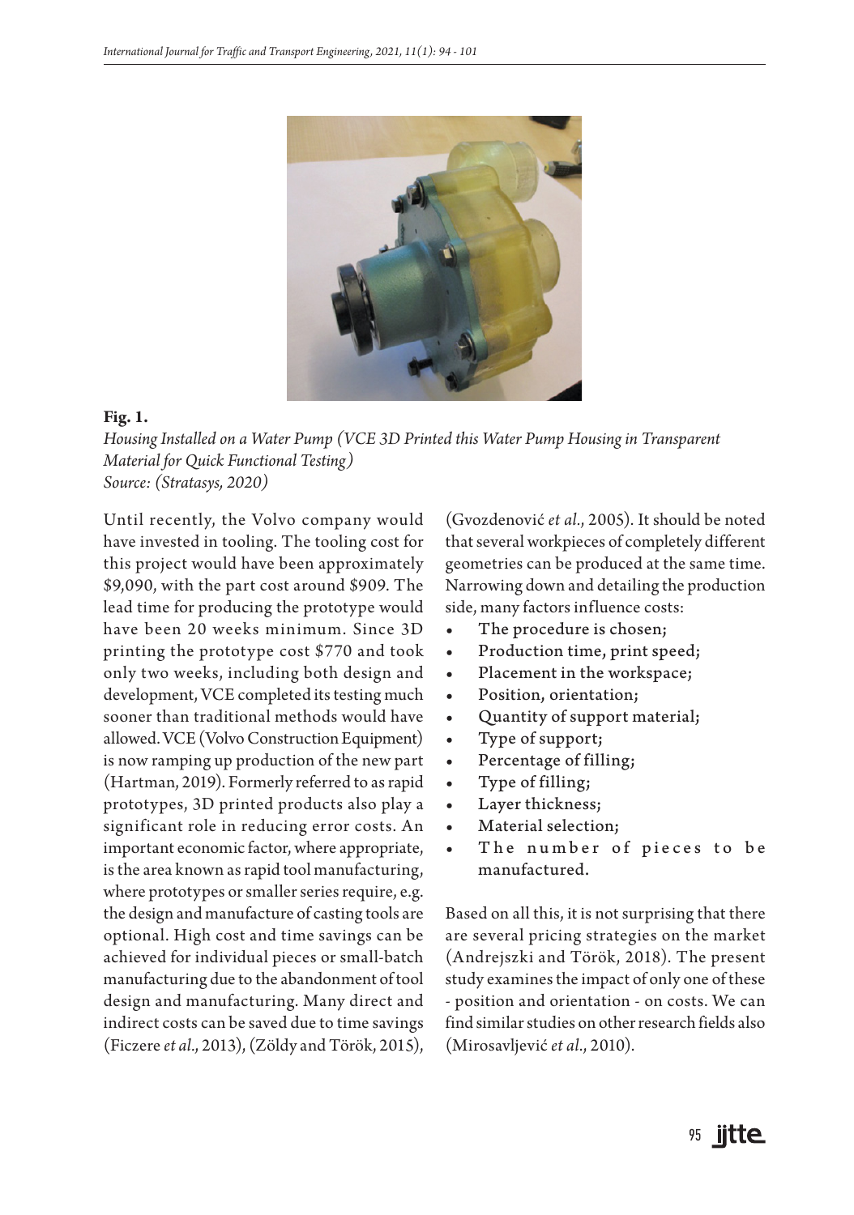**Fig. 1.**

*Housing Installed on a Water Pump (VCE 3D Printed this Water Pump Housing in Transparent Material for Quick Functional Testing)*
*Source: (Stratasys, 2020)*

Until recently, the Volvo company would have invested in tooling. The tooling cost for this project would have been approximately $9,090, with the part cost around $909. The lead time for producing the prototype would have been 20 weeks minimum. Since 3D printing the prototype cost $770 and took only two weeks, including both design and development, VCE completed its testing much sooner than traditional methods would have allowed. VCE (Volvo Construction Equipment) is now ramping up production of the new part (Hartman, 2019). Formerly referred to as rapid prototypes, 3D printed products also play a significant role in reducing error costs. An important economic factor, where appropriate, is the area known as rapid tool manufacturing, where prototypes or smaller series require, e.g. the design and manufacture of casting tools are optional. High cost and time savings can be achieved for individual pieces or small-batch manufacturing due to the abandonment of tool design and manufacturing. Many direct and indirect costs can be saved due to time savings (Ficzere *et al.*, 2013), (Zöldy and Török, 2015), (Gvozdenović *et al.*, 2005). It should be noted that several workpieces of completely different geometries can be produced at the same time. Narrowing down and detailing the production side, many factors influence costs:

- The procedure is chosen;
- Production time, print speed;
- Placement in the workspace;
- Position, orientation;
- Quantity of support material;
- Type of support;
- Percentage of filling;
- Type of filling;
- Layer thickness;
- Material selection;
- The number of pieces to be manufactured.

Based on all this, it is not surprising that there are several pricing strategies on the market (Andrejszki and Török, 2018). The present study examines the impact of only one of these - position and orientation - on costs. We can find similar studies on other research fields also (Mirosavljević *et al.*, 2010).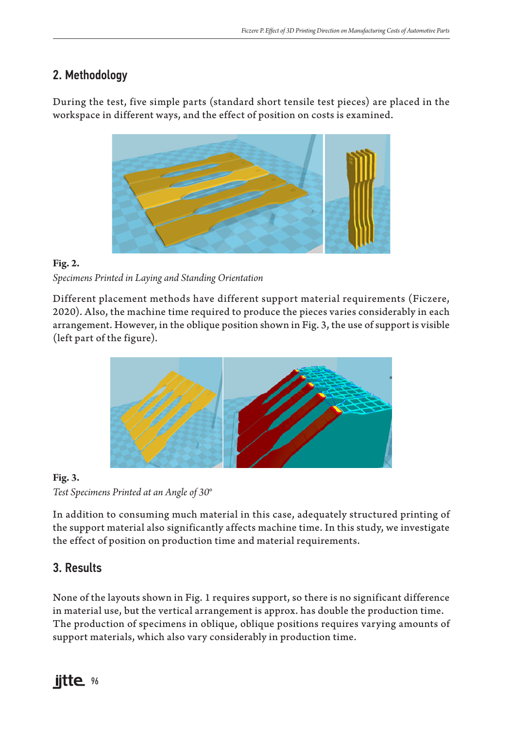## 2. Methodology

During the test, five simple parts (standard short tensile test pieces) are placed in the workspace in different ways, and the effect of position on costs is examined.

**Fig. 2.**
*Specimens Printed in Laying and Standing Orientation*

Different placement methods have different support material requirements (Ficzere, 2020). Also, the machine time required to produce the pieces varies considerably in each arrangement. However, in the oblique position shown in Fig. 3, the use of support is visible (left part of the figure).

**Fig. 3.**
*Test Specimens Printed at an Angle of 30°*

In addition to consuming much material in this case, adequately structured printing of the support material also significantly affects machine time. In this study, we investigate the effect of position on production time and material requirements.

## 3. Results

None of the layouts shown in Fig. 1 requires support, so there is no significant difference in material use, but the vertical arrangement is approx. has double the production time. The production of specimens in oblique, oblique positions requires varying amounts of support materials, which also vary considerably in production time.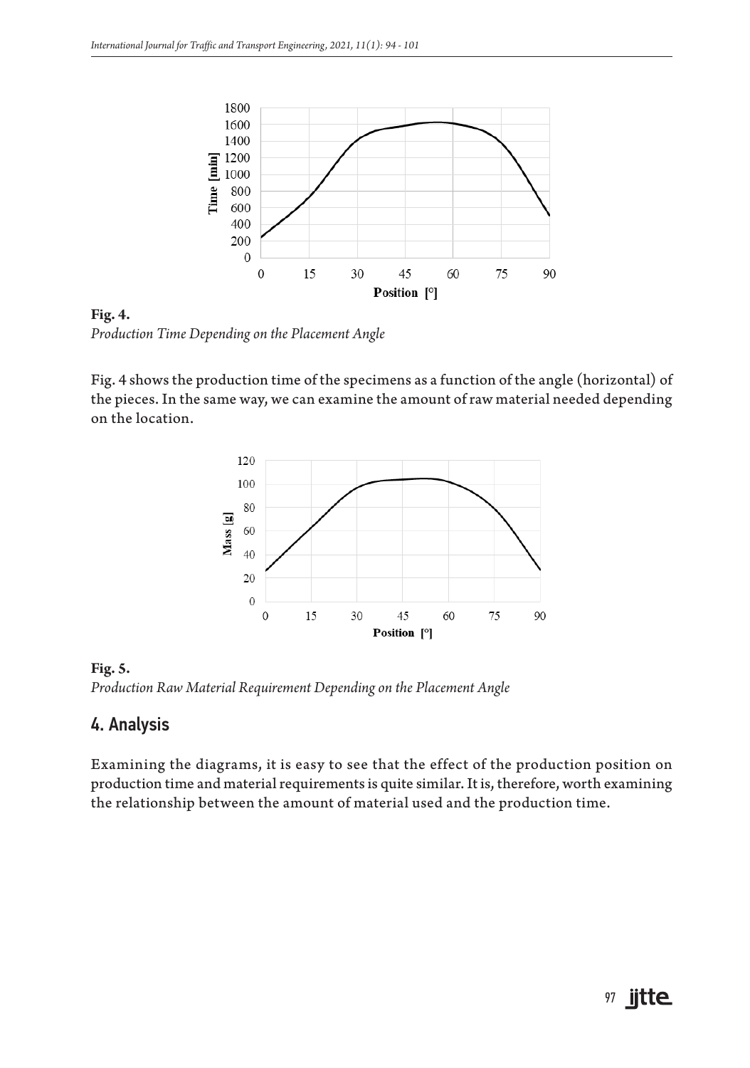**Fig. 4.**
*Production Time Depending on the Placement Angle*

Fig. 4 shows the production time of the specimens as a function of the angle (horizontal) of the pieces. In the same way, we can examine the amount of raw material needed depending on the location.

**Fig. 5.**
*Production Raw Material Requirement Depending on the Placement Angle*

## 4. Analysis

Examining the diagrams, it is easy to see that the effect of the production position on production time and material requirements is quite similar. It is, therefore, worth examining the relationship between the amount of material used and the production time.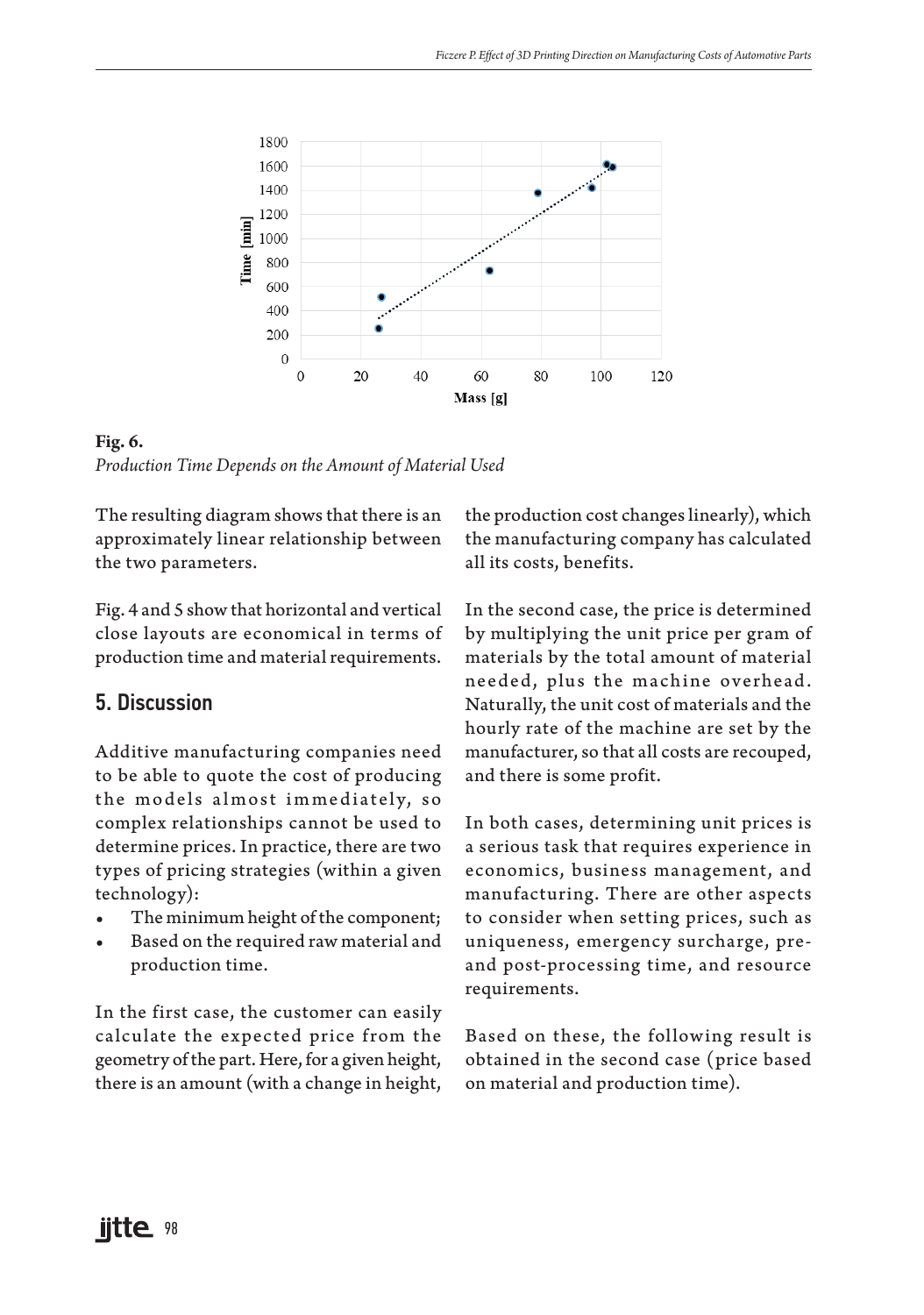**Fig. 6.**
*Production Time Depends on the Amount of Material Used*

The resulting diagram shows that there is an approximately linear relationship between the two parameters.

Fig. 4 and 5 show that horizontal and vertical close layouts are economical in terms of production time and material requirements.

## 5. Discussion

Additive manufacturing companies need to be able to quote the cost of producing the models almost immediately, so complex relationships cannot be used to determine prices. In practice, there are two types of pricing strategies (within a given technology):

- The minimum height of the component;
- Based on the required raw material and production time.

In the first case, the customer can easily calculate the expected price from the geometry of the part. Here, for a given height, there is an amount (with a change in height, the production cost changes linearly), which the manufacturing company has calculated all its costs, benefits.

In the second case, the price is determined by multiplying the unit price per gram of materials by the total amount of material needed, plus the machine overhead. Naturally, the unit cost of materials and the hourly rate of the machine are set by the manufacturer, so that all costs are recouped, and there is some profit.

In both cases, determining unit prices is a serious task that requires experience in economics, business management, and manufacturing. There are other aspects to consider when setting prices, such as uniqueness, emergency surcharge, pre- and post-processing time, and resource requirements.

Based on these, the following result is obtained in the second case (price based on material and production time).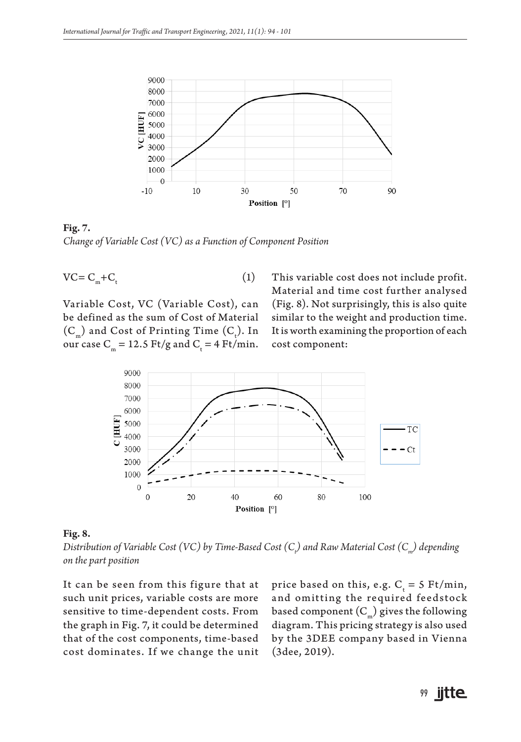**Fig. 7.**
*Change of Variable Cost (VC) as a Function of Component Position*

$$VC = C_m + C_t \quad (1)$$

Variable Cost, VC (Variable Cost), can be defined as the sum of Cost of Material ($C_m$) and Cost of Printing Time ($C_t$). In our case $C_m$ = 12.5 Ft/g and $C_t$ = 4 Ft/min. This variable cost does not include profit. Material and time cost further analysed (Fig. 8). Not surprisingly, this is also quite similar to the weight and production time. It is worth examining the proportion of each cost component:

**Fig. 8.**
*Distribution of Variable Cost (VC) by Time-Based Cost ($C_t$) and Raw Material Cost ($C_m$) depending on the part position*

It can be seen from this figure that at such unit prices, variable costs are more sensitive to time-dependent costs. From the graph in Fig. 7, it could be determined that of the cost components, time-based cost dominates. If we change the unit price based on this, e.g. $C_t$ = 5 Ft/min, and omitting the required feedstock based component ($C_m$) gives the following diagram. This pricing strategy is also used by the 3DEE company based in Vienna (3dee, 2019).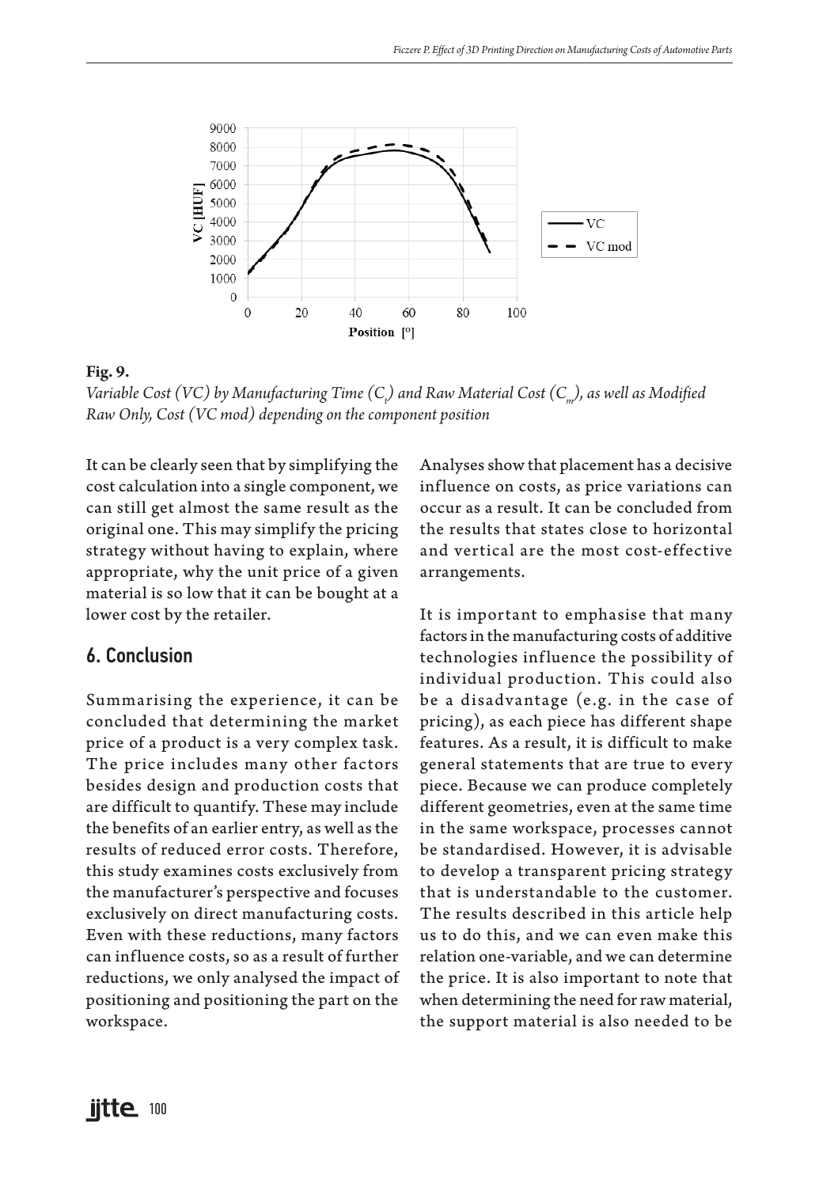**Fig. 9.**
*Variable Cost (VC) by Manufacturing Time ($C_t$) and Raw Material Cost ($C_m$), as well as Modified Raw Only, Cost (VC mod) depending on the component position*

It can be clearly seen that by simplifying the cost calculation into a single component, we can still get almost the same result as the original one. This may simplify the pricing strategy without having to explain, where appropriate, why the unit price of a given material is so low that it can be bought at a lower cost by the retailer.

## 6. Conclusion

Summarising the experience, it can be concluded that determining the market price of a product is a very complex task. The price includes many other factors besides design and production costs that are difficult to quantify. These may include the benefits of an earlier entry, as well as the results of reduced error costs. Therefore, this study examines costs exclusively from the manufacturer's perspective and focuses exclusively on direct manufacturing costs. Even with these reductions, many factors can influence costs, so as a result of further reductions, we only analysed the impact of positioning and positioning the part on the workspace.

Analyses show that placement has a decisive influence on costs, as price variations can occur as a result. It can be concluded from the results that states close to horizontal and vertical are the most cost-effective arrangements.

It is important to emphasise that many factors in the manufacturing costs of additive technologies influence the possibility of individual production. This could also be a disadvantage (e.g. in the case of pricing), as each piece has different shape features. As a result, it is difficult to make general statements that are true to every piece. Because we can produce completely different geometries, even at the same time in the same workspace, processes cannot be standardised. However, it is advisable to develop a transparent pricing strategy that is understandable to the customer. The results described in this article help us to do this, and we can even make this relation one-variable, and we can determine the price. It is also important to note that when determining the need for raw material, the support material is also needed to be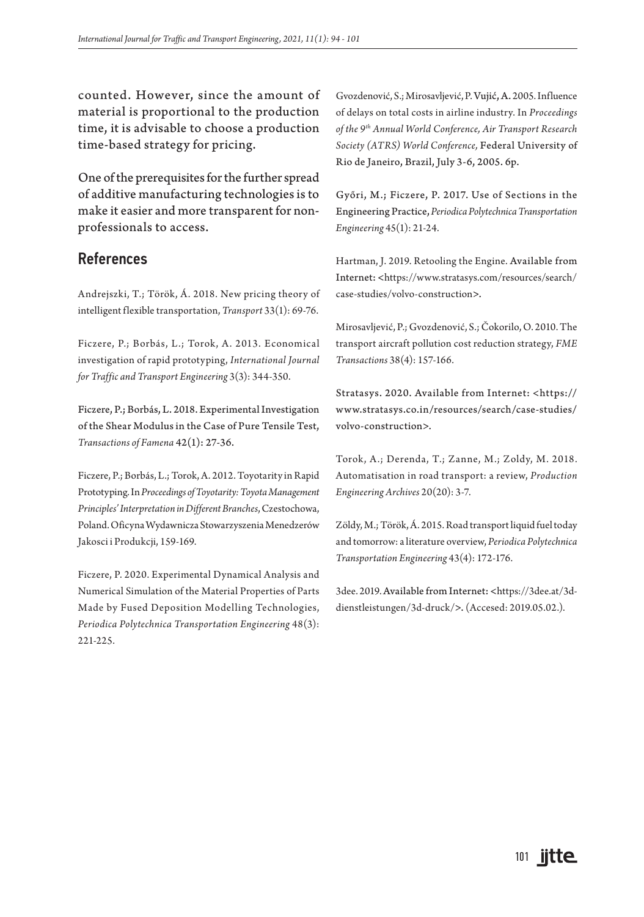counted. However, since the amount of material is proportional to the production time, it is advisable to choose a production time-based strategy for pricing.

One of the prerequisites for the further spread of additive manufacturing technologies is to make it easier and more transparent for non-professionals to access.

## References

Andrejszki, T.; Török, Á. 2018. New pricing theory of intelligent flexible transportation, *Transport* 33(1): 69-76.

Ficzere, P.; Borbás, L.; Torok, A. 2013. Economical investigation of rapid prototyping, *International Journal for Traffic and Transport Engineering* 3(3): 344-350.

Ficzere, P.; Borbás, L. 2018. Experimental Investigation of the Shear Modulus in the Case of Pure Tensile Test, *Transactions of Famena* 42(1): 27-36.

Ficzere, P.; Borbás, L.; Torok, A. 2012. Toyotarity in Rapid Prototyping. In *Proceedings of Toyotarity: Toyota Management Principles' Interpretation in Different Branches*, Czestochowa, Poland. Oficyna Wydawnicza Stowarzyszenia Menedzerów Jakosci i Produkcji, 159-169.

Ficzere, P. 2020. Experimental Dynamical Analysis and Numerical Simulation of the Material Properties of Parts Made by Fused Deposition Modelling Technologies, *Periodica Polytechnica Transportation Engineering* 48(3): 221-225.

Gvozdenović, S.; Mirosavljević, P. Vujić, A. 2005. Influence of delays on total costs in airline industry. In *Proceedings of the 9th Annual World Conference, Air Transport Research Society (ATRS) World Conference,* Federal University of Rio de Janeiro, Brazil, July 3-6, 2005. 6p.

Győri, M.; Ficzere, P. 2017. Use of Sections in the Engineering Practice, *Periodica Polytechnica Transportation Engineering* 45(1): 21-24.

Hartman, J. 2019. Retooling the Engine. Available from Internet: <https://www.stratasys.com/resources/search/case-studies/volvo-construction>.

Mirosavljević, P.; Gvozdenović, S.; Čokorilo, O. 2010. The transport aircraft pollution cost reduction strategy, *FME Transactions* 38(4): 157-166.

Stratasys. 2020. Available from Internet: <https://www.stratasys.co.in/resources/search/case-studies/volvo-construction>.

Torok, A.; Derenda, T.; Zanne, M.; Zoldy, M. 2018. Automatisation in road transport: a review, *Production Engineering Archives* 20(20): 3-7.

Zöldy, M.; Török, Á. 2015. Road transport liquid fuel today and tomorrow: a literature overview, *Periodica Polytechnica Transportation Engineering* 43(4): 172-176.

3dee. 2019. Available from Internet: <https://3dee.at/3d-dienstleistungen/3d-druck/>. (Accesed: 2019.05.02.).